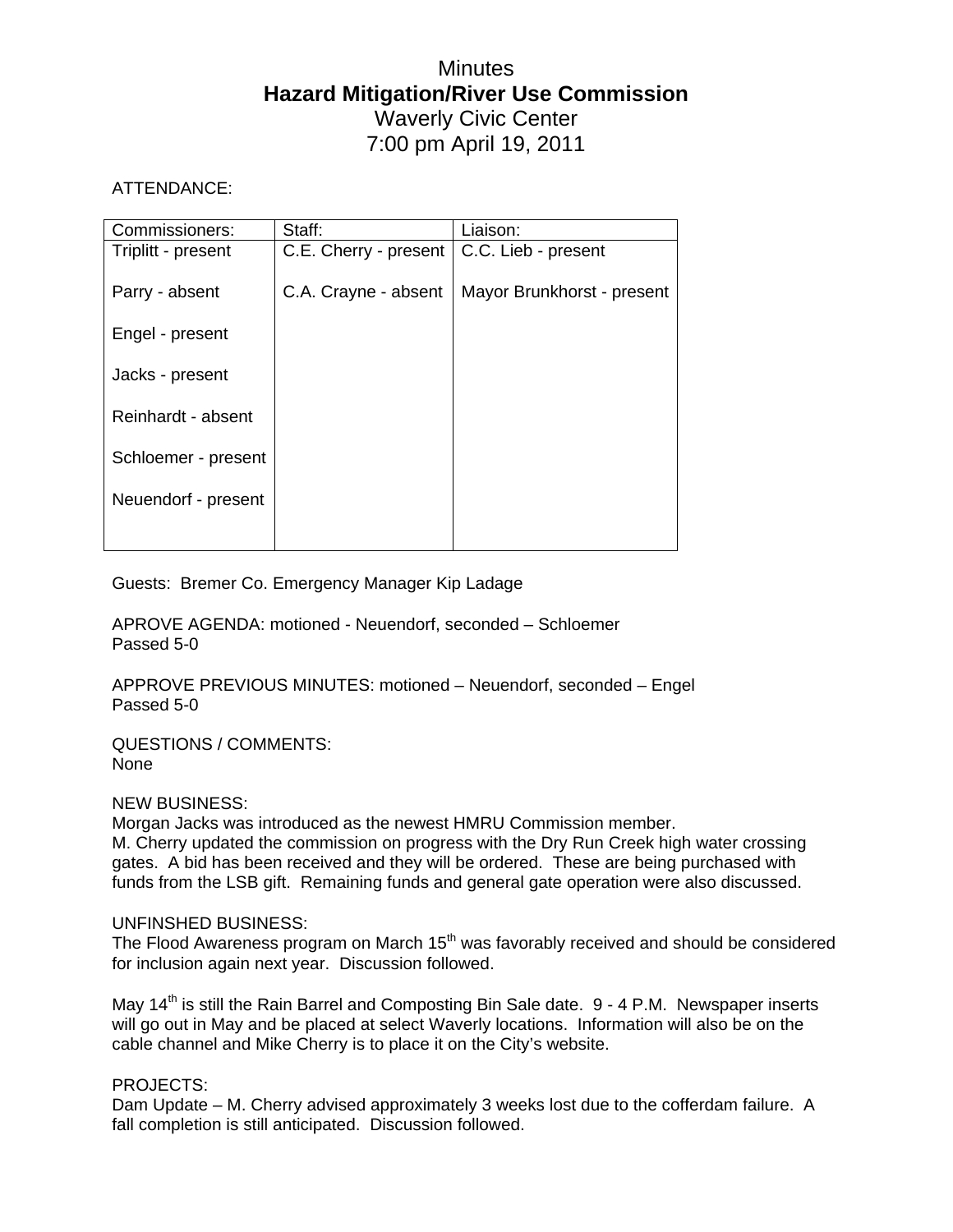# Minutes

## Hazard Mitigation/River Use Commission

Waverly Civic Center

7:00 pm April 19, 2011

ATTENDANCE:

| Commissioners: | Staff: | Liaison: |
|---|---|---|
| Triplitt - present | C.E. Cherry - present | C.C. Lieb - present |
| Parry - absent | C.A. Crayne - absent | Mayor Brunkhorst - present |
| Engel - present | | |
| Jacks - present | | |
| Reinhardt - absent | | |
| Schloemer - present | | |
| Neuendorf - present | | |

Guests: Bremer Co. Emergency Manager Kip Ladage

APROVE AGENDA: motioned - Neuendorf, seconded – Schloemer
Passed 5-0

APPROVE PREVIOUS MINUTES: motioned – Neuendorf, seconded – Engel
Passed 5-0

QUESTIONS / COMMENTS:
None

NEW BUSINESS:
Morgan Jacks was introduced as the newest HMRU Commission member.
M. Cherry updated the commission on progress with the Dry Run Creek high water crossing gates. A bid has been received and they will be ordered. These are being purchased with funds from the LSB gift. Remaining funds and general gate operation were also discussed.

UNFINSHED BUSINESS:
The Flood Awareness program on March 15th was favorably received and should be considered for inclusion again next year. Discussion followed.

May 14th is still the Rain Barrel and Composting Bin Sale date. 9 - 4 P.M. Newspaper inserts will go out in May and be placed at select Waverly locations. Information will also be on the cable channel and Mike Cherry is to place it on the City's website.

PROJECTS:
Dam Update – M. Cherry advised approximately 3 weeks lost due to the cofferdam failure. A fall completion is still anticipated. Discussion followed.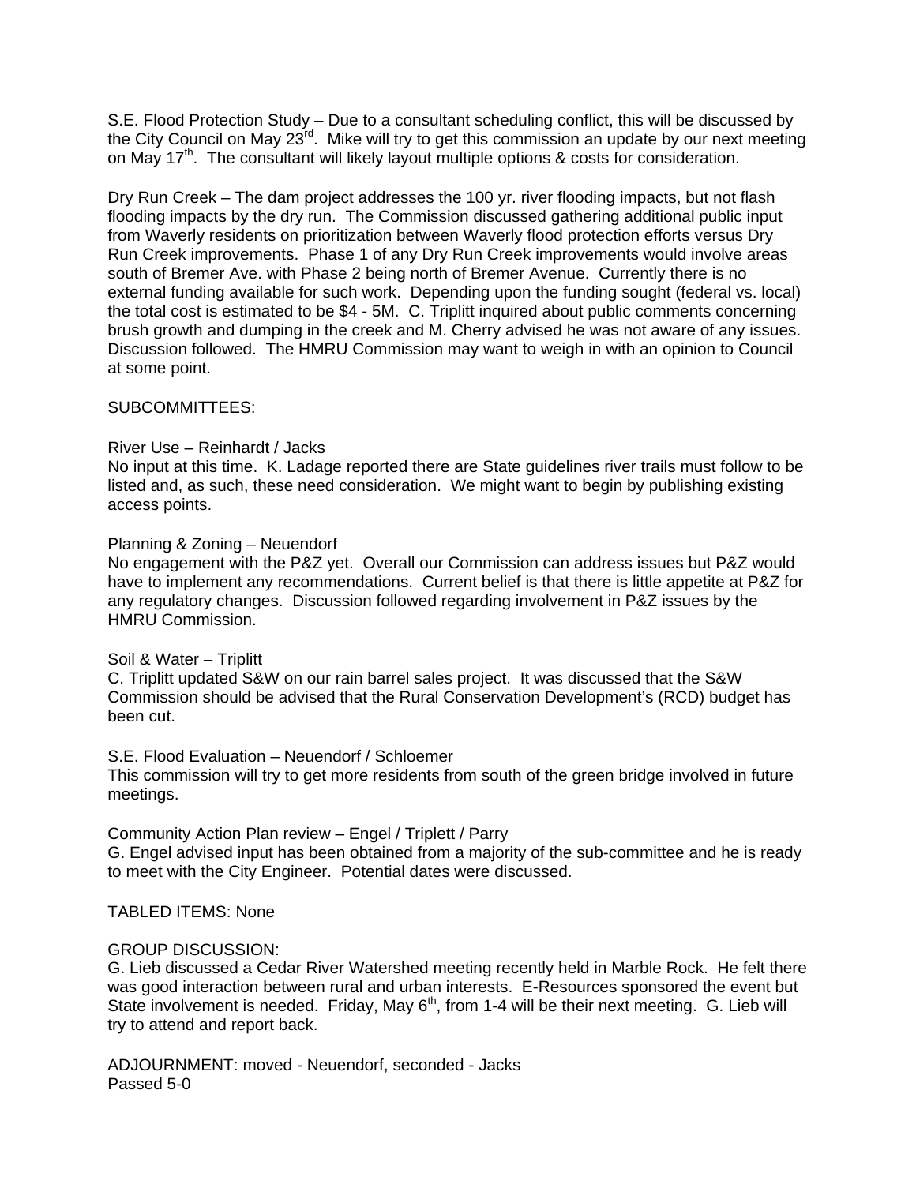S.E. Flood Protection Study – Due to a consultant scheduling conflict, this will be discussed by the City Council on May 23rd. Mike will try to get this commission an update by our next meeting on May 17th. The consultant will likely layout multiple options & costs for consideration.

Dry Run Creek – The dam project addresses the 100 yr. river flooding impacts, but not flash flooding impacts by the dry run. The Commission discussed gathering additional public input from Waverly residents on prioritization between Waverly flood protection efforts versus Dry Run Creek improvements. Phase 1 of any Dry Run Creek improvements would involve areas south of Bremer Ave. with Phase 2 being north of Bremer Avenue. Currently there is no external funding available for such work. Depending upon the funding sought (federal vs. local) the total cost is estimated to be $4 - 5M. C. Triplitt inquired about public comments concerning brush growth and dumping in the creek and M. Cherry advised he was not aware of any issues. Discussion followed. The HMRU Commission may want to weigh in with an opinion to Council at some point.

SUBCOMMITTEES:

River Use – Reinhardt / Jacks
No input at this time. K. Ladage reported there are State guidelines river trails must follow to be listed and, as such, these need consideration. We might want to begin by publishing existing access points.

Planning & Zoning – Neuendorf
No engagement with the P&Z yet. Overall our Commission can address issues but P&Z would have to implement any recommendations. Current belief is that there is little appetite at P&Z for any regulatory changes. Discussion followed regarding involvement in P&Z issues by the HMRU Commission.

Soil & Water – Triplitt
C. Triplitt updated S&W on our rain barrel sales project. It was discussed that the S&W Commission should be advised that the Rural Conservation Development's (RCD) budget has been cut.

S.E. Flood Evaluation – Neuendorf / Schloemer
This commission will try to get more residents from south of the green bridge involved in future meetings.

Community Action Plan review – Engel / Triplett / Parry
G. Engel advised input has been obtained from a majority of the sub-committee and he is ready to meet with the City Engineer. Potential dates were discussed.

TABLED ITEMS: None

GROUP DISCUSSION:
G. Lieb discussed a Cedar River Watershed meeting recently held in Marble Rock. He felt there was good interaction between rural and urban interests. E-Resources sponsored the event but State involvement is needed. Friday, May 6th, from 1-4 will be their next meeting. G. Lieb will try to attend and report back.

ADJOURNMENT: moved - Neuendorf, seconded - Jacks
Passed 5-0